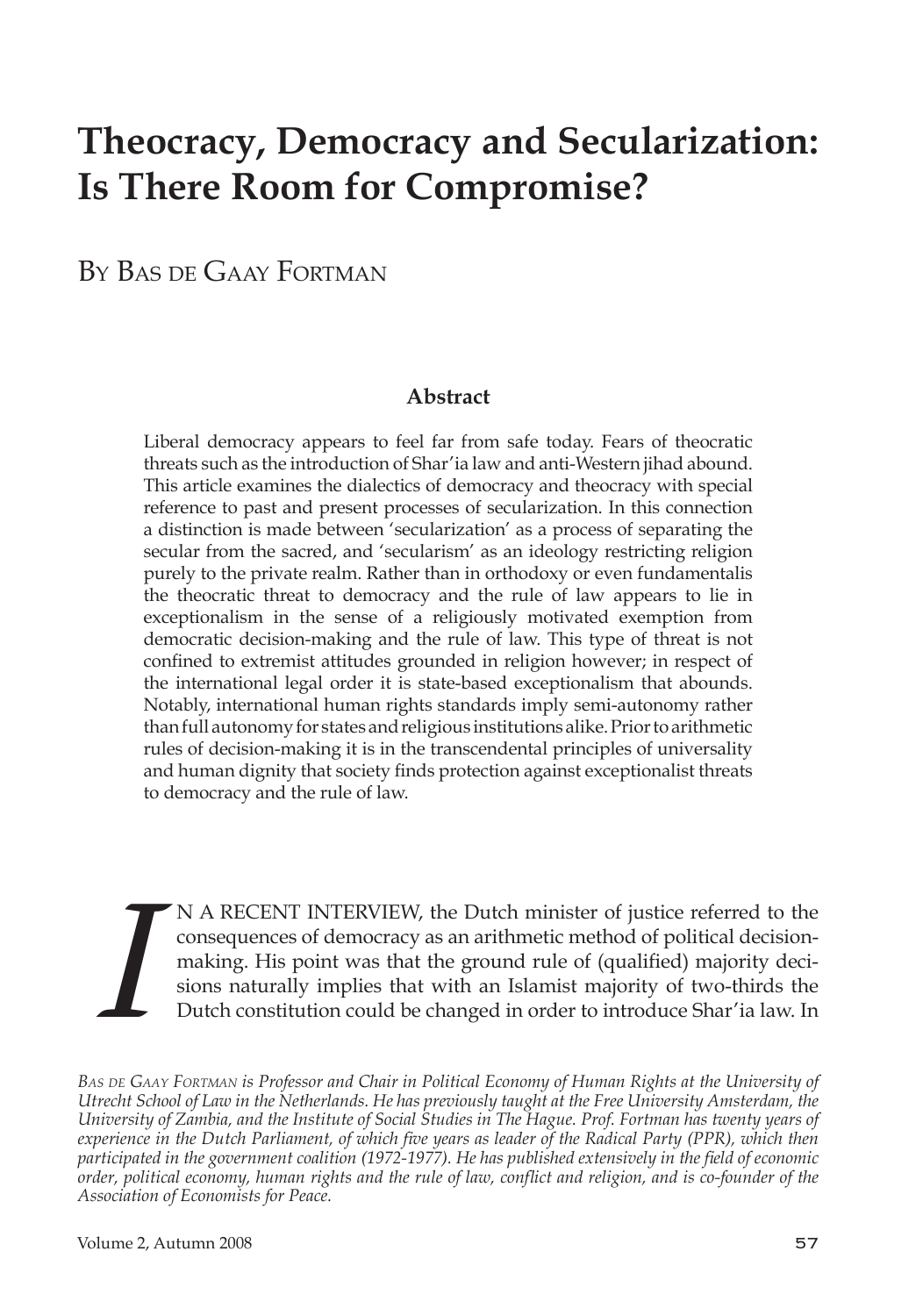# Theocracy, Democracy and Secularization: Is There Room for Compromise?

By Bas de Gaay Fortman

## Abstract

Liberal democracy appears to feel far from safe today. Fears of theocratic threats such as the introduction of Shar'ia law and anti-Western jihad abound. This article examines the dialectics of democracy and theocracy with special reference to past and present processes of secularization. In this connection a distinction is made between 'secularization' as a process of separating the secular from the sacred, and 'secularism' as an ideology restricting religion purely to the private realm. Rather than in orthodoxy or even fundamentalis the theocratic threat to democracy and the rule of law appears to lie in exceptionalism in the sense of a religiously motivated exemption from democratic decision-making and the rule of law. This type of threat is not confined to extremist attitudes grounded in religion however; in respect of the international legal order it is state-based exceptionalism that abounds. Notably, international human rights standards imply semi-autonomy rather than full autonomy for states and religious institutions alike. Prior to arithmetic rules of decision-making it is in the transcendental principles of universality and human dignity that society finds protection against exceptionalist threats to democracy and the rule of law.

IN A RECENT INTERVIEW, the Dutch minister of justice referred to the consequences of democracy as an arithmetic method of political decision-making. His point was that the ground rule of (qualified) majority decisions naturally implies that with an Islamist majority of two-thirds the Dutch constitution could be changed in order to introduce Shar'ia law. In

*Bas de Gaay Fortman is Professor and Chair in Political Economy of Human Rights at the University of Utrecht School of Law in the Netherlands. He has previously taught at the Free University Amsterdam, the University of Zambia, and the Institute of Social Studies in The Hague. Prof. Fortman has twenty years of experience in the Dutch Parliament, of which five years as leader of the Radical Party (PPR), which then participated in the government coalition (1972-1977). He has published extensively in the field of economic order, political economy, human rights and the rule of law, conflict and religion, and is co-founder of the Association of Economists for Peace.*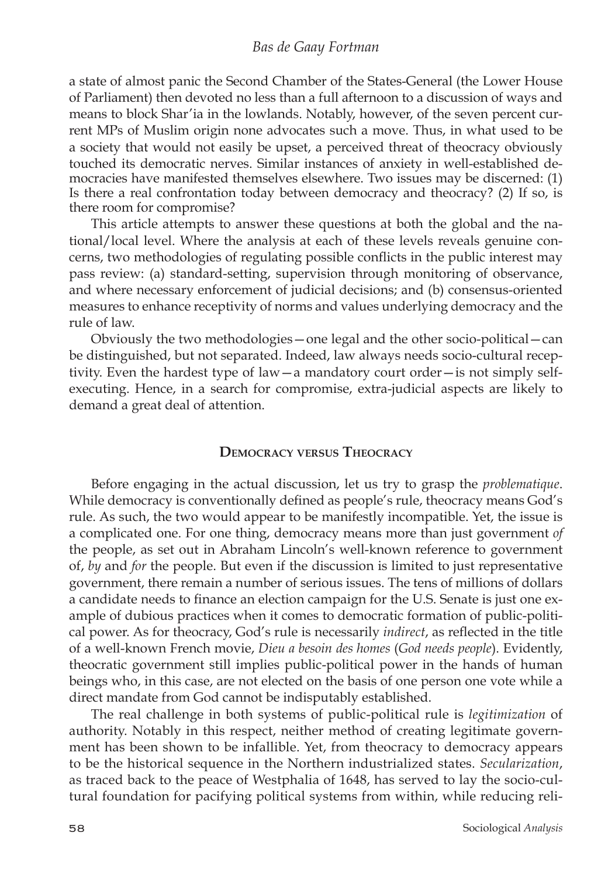a state of almost panic the Second Chamber of the States-General (the Lower House of Parliament) then devoted no less than a full afternoon to a discussion of ways and means to block Shar'ia in the lowlands. Notably, however, of the seven percent current MPs of Muslim origin none advocates such a move. Thus, in what used to be a society that would not easily be upset, a perceived threat of theocracy obviously touched its democratic nerves. Similar instances of anxiety in well-established democracies have manifested themselves elsewhere. Two issues may be discerned: (1) Is there a real confrontation today between democracy and theocracy? (2) If so, is there room for compromise?

This article attempts to answer these questions at both the global and the national/local level. Where the analysis at each of these levels reveals genuine concerns, two methodologies of regulating possible conflicts in the public interest may pass review: (a) standard-setting, supervision through monitoring of observance, and where necessary enforcement of judicial decisions; and (b) consensus-oriented measures to enhance receptivity of norms and values underlying democracy and the rule of law.

Obviously the two methodologies—one legal and the other socio-political—can be distinguished, but not separated. Indeed, law always needs socio-cultural receptivity. Even the hardest type of law—a mandatory court order—is not simply self-executing. Hence, in a search for compromise, extra-judicial aspects are likely to demand a great deal of attention.

## Democracy versus Theocracy

Before engaging in the actual discussion, let us try to grasp the *problematique*. While democracy is conventionally defined as people's rule, theocracy means God's rule. As such, the two would appear to be manifestly incompatible. Yet, the issue is a complicated one. For one thing, democracy means more than just government *of* the people, as set out in Abraham Lincoln's well-known reference to government of, *by* and *for* the people. But even if the discussion is limited to just representative government, there remain a number of serious issues. The tens of millions of dollars a candidate needs to finance an election campaign for the U.S. Senate is just one example of dubious practices when it comes to democratic formation of public-political power. As for theocracy, God's rule is necessarily *indirect*, as reflected in the title of a well-known French movie, *Dieu a besoin des homes* (*God needs people*). Evidently, theocratic government still implies public-political power in the hands of human beings who, in this case, are not elected on the basis of one person one vote while a direct mandate from God cannot be indisputably established.

The real challenge in both systems of public-political rule is *legitimization* of authority. Notably in this respect, neither method of creating legitimate government has been shown to be infallible. Yet, from theocracy to democracy appears to be the historical sequence in the Northern industrialized states. *Secularization*, as traced back to the peace of Westphalia of 1648, has served to lay the socio-cultural foundation for pacifying political systems from within, while reducing reli-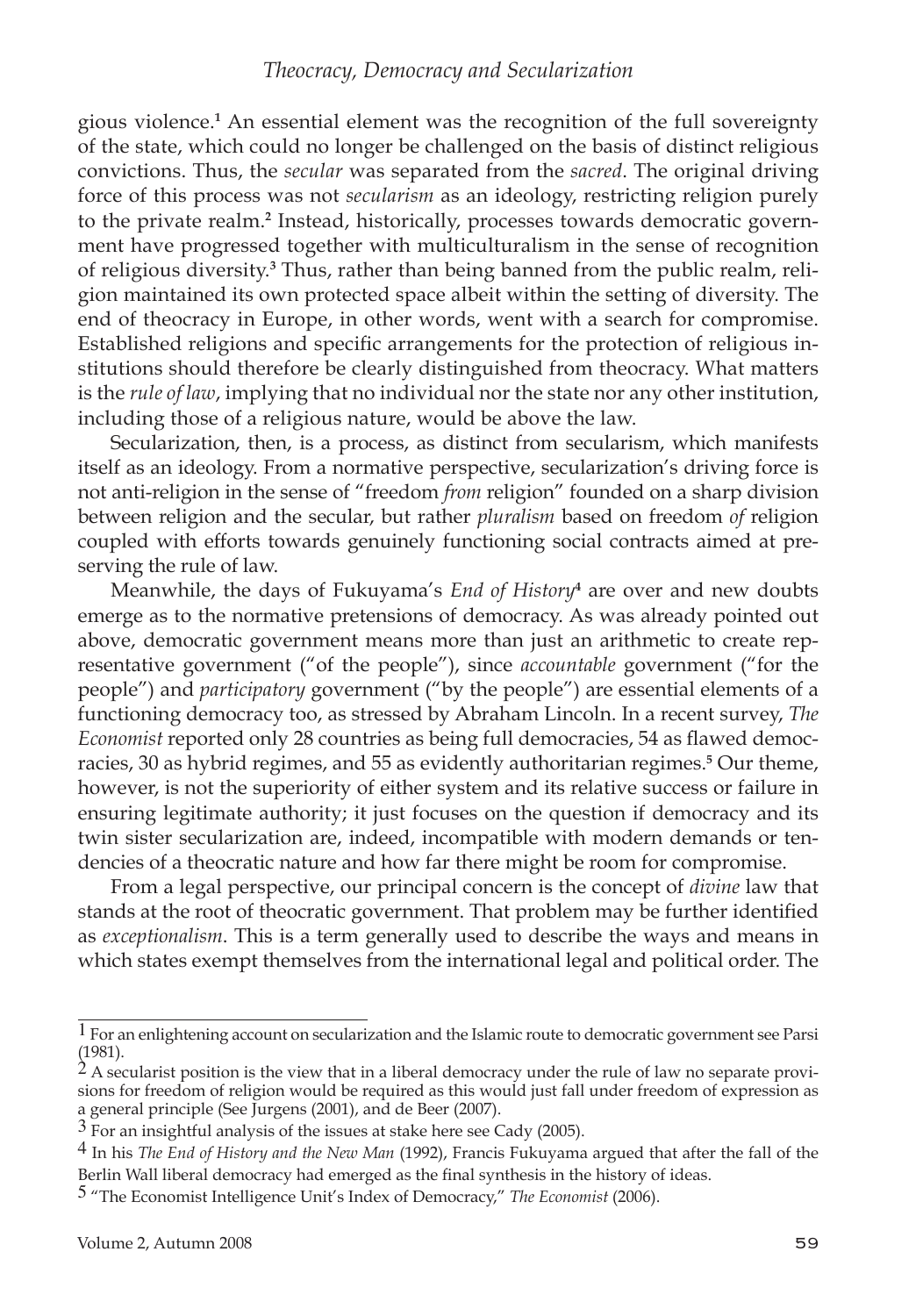gious violence.[1] An essential element was the recognition of the full sovereignty of the state, which could no longer be challenged on the basis of distinct religious convictions. Thus, the *secular* was separated from the *sacred*. The original driving force of this process was not *secularism* as an ideology, restricting religion purely to the private realm.[2] Instead, historically, processes towards democratic government have progressed together with multiculturalism in the sense of recognition of religious diversity.[3] Thus, rather than being banned from the public realm, religion maintained its own protected space albeit within the setting of diversity. The end of theocracy in Europe, in other words, went with a search for compromise. Established religions and specific arrangements for the protection of religious institutions should therefore be clearly distinguished from theocracy. What matters is the *rule of law*, implying that no individual nor the state nor any other institution, including those of a religious nature, would be above the law.

Secularization, then, is a process, as distinct from secularism, which manifests itself as an ideology. From a normative perspective, secularization's driving force is not anti-religion in the sense of "freedom *from* religion" founded on a sharp division between religion and the secular, but rather *pluralism* based on freedom *of* religion coupled with efforts towards genuinely functioning social contracts aimed at preserving the rule of law.

Meanwhile, the days of Fukuyama's *End of History*[4] are over and new doubts emerge as to the normative pretensions of democracy. As was already pointed out above, democratic government means more than just an arithmetic to create representative government ("of the people"), since *accountable* government ("for the people") and *participatory* government ("by the people") are essential elements of a functioning democracy too, as stressed by Abraham Lincoln. In a recent survey, *The Economist* reported only 28 countries as being full democracies, 54 as flawed democracies, 30 as hybrid regimes, and 55 as evidently authoritarian regimes.[5] Our theme, however, is not the superiority of either system and its relative success or failure in ensuring legitimate authority; it just focuses on the question if democracy and its twin sister secularization are, indeed, incompatible with modern demands or tendencies of a theocratic nature and how far there might be room for compromise.

From a legal perspective, our principal concern is the concept of *divine* law that stands at the root of theocratic government. That problem may be further identified as *exceptionalism*. This is a term generally used to describe the ways and means in which states exempt themselves from the international legal and political order. The

---

[1] For an enlightening account on secularization and the Islamic route to democratic government see Parsi (1981).

[2] A secularist position is the view that in a liberal democracy under the rule of law no separate provisions for freedom of religion would be required as this would just fall under freedom of expression as a general principle (See Jurgens (2001), and de Beer (2007).

[3] For an insightful analysis of the issues at stake here see Cady (2005).

[4] In his *The End of History and the New Man* (1992), Francis Fukuyama argued that after the fall of the Berlin Wall liberal democracy had emerged as the final synthesis in the history of ideas.

[5] "The Economist Intelligence Unit's Index of Democracy," *The Economist* (2006).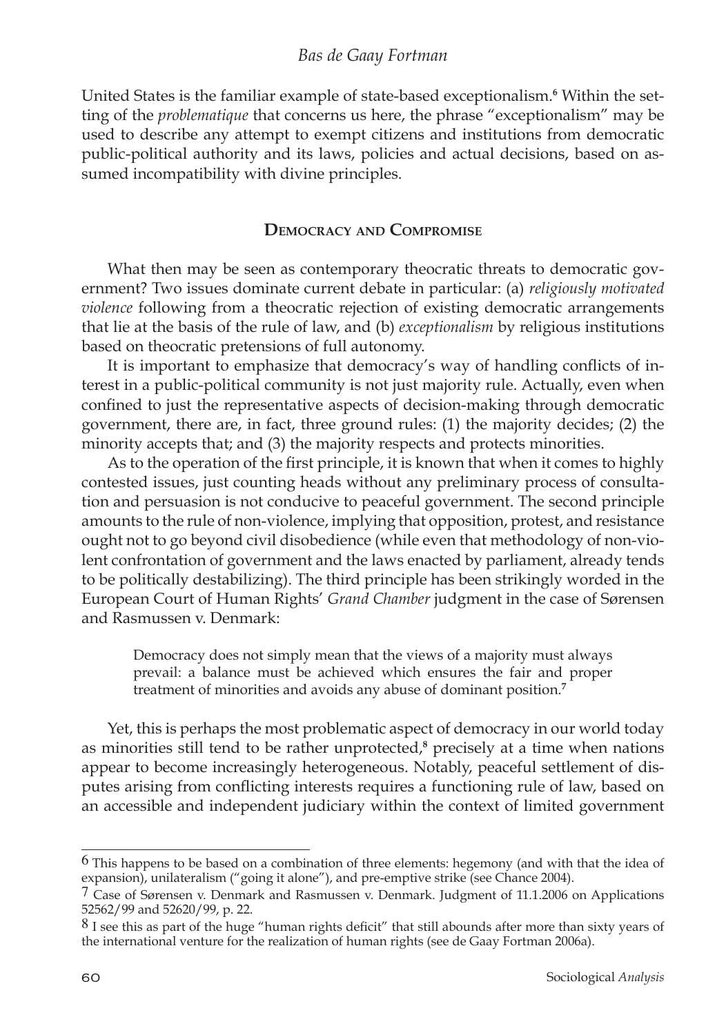United States is the familiar example of state-based exceptionalism.[6] Within the setting of the *problematique* that concerns us here, the phrase "exceptionalism" may be used to describe any attempt to exempt citizens and institutions from democratic public-political authority and its laws, policies and actual decisions, based on assumed incompatibility with divine principles.

## Democracy and Compromise

What then may be seen as contemporary theocratic threats to democratic government? Two issues dominate current debate in particular: (a) *religiously motivated violence* following from a theocratic rejection of existing democratic arrangements that lie at the basis of the rule of law, and (b) *exceptionalism* by religious institutions based on theocratic pretensions of full autonomy.

It is important to emphasize that democracy's way of handling conflicts of interest in a public-political community is not just majority rule. Actually, even when confined to just the representative aspects of decision-making through democratic government, there are, in fact, three ground rules: (1) the majority decides; (2) the minority accepts that; and (3) the majority respects and protects minorities.

As to the operation of the first principle, it is known that when it comes to highly contested issues, just counting heads without any preliminary process of consultation and persuasion is not conducive to peaceful government. The second principle amounts to the rule of non-violence, implying that opposition, protest, and resistance ought not to go beyond civil disobedience (while even that methodology of non-violent confrontation of government and the laws enacted by parliament, already tends to be politically destabilizing). The third principle has been strikingly worded in the European Court of Human Rights' *Grand Chamber* judgment in the case of Sørensen and Rasmussen v. Denmark:

> Democracy does not simply mean that the views of a majority must always prevail: a balance must be achieved which ensures the fair and proper treatment of minorities and avoids any abuse of dominant position.[7]

Yet, this is perhaps the most problematic aspect of democracy in our world today as minorities still tend to be rather unprotected,[8] precisely at a time when nations appear to become increasingly heterogeneous. Notably, peaceful settlement of disputes arising from conflicting interests requires a functioning rule of law, based on an accessible and independent judiciary within the context of limited government

---

6 This happens to be based on a combination of three elements: hegemony (and with that the idea of expansion), unilateralism ("going it alone"), and pre-emptive strike (see Chance 2004).

7 Case of Sørensen v. Denmark and Rasmussen v. Denmark. Judgment of 11.1.2006 on Applications 52562/99 and 52620/99, p. 22.

8 I see this as part of the huge "human rights deficit" that still abounds after more than sixty years of the international venture for the realization of human rights (see de Gaay Fortman 2006a).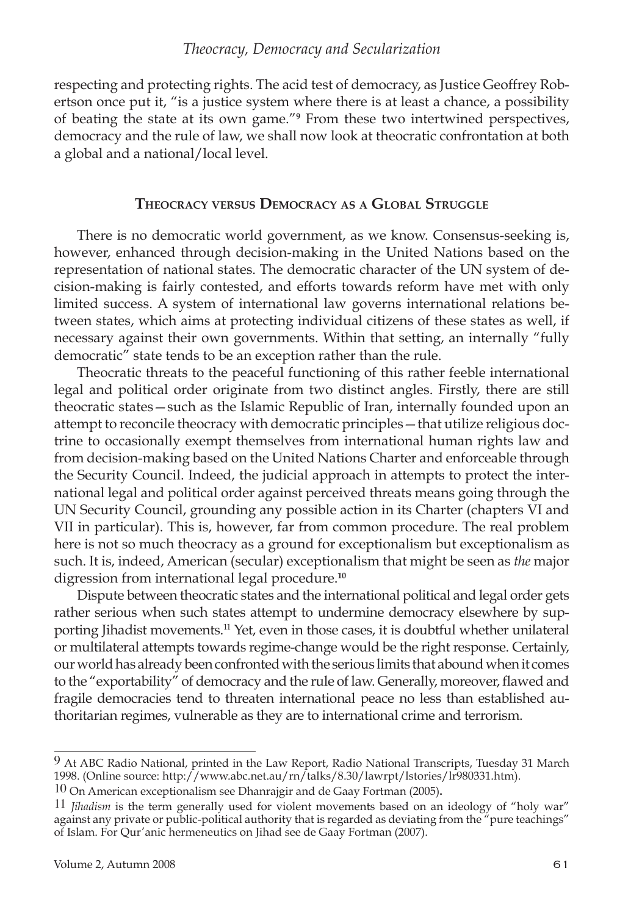respecting and protecting rights. The acid test of democracy, as Justice Geoffrey Robertson once put it, "is a justice system where there is at least a chance, a possibility of beating the state at its own game."[9] From these two intertwined perspectives, democracy and the rule of law, we shall now look at theocratic confrontation at both a global and a national/local level.

## Theocracy versus Democracy as a Global Struggle

There is no democratic world government, as we know. Consensus-seeking is, however, enhanced through decision-making in the United Nations based on the representation of national states. The democratic character of the UN system of decision-making is fairly contested, and efforts towards reform have met with only limited success. A system of international law governs international relations between states, which aims at protecting individual citizens of these states as well, if necessary against their own governments. Within that setting, an internally "fully democratic" state tends to be an exception rather than the rule.

Theocratic threats to the peaceful functioning of this rather feeble international legal and political order originate from two distinct angles. Firstly, there are still theocratic states—such as the Islamic Republic of Iran, internally founded upon an attempt to reconcile theocracy with democratic principles—that utilize religious doctrine to occasionally exempt themselves from international human rights law and from decision-making based on the United Nations Charter and enforceable through the Security Council. Indeed, the judicial approach in attempts to protect the international legal and political order against perceived threats means going through the UN Security Council, grounding any possible action in its Charter (chapters VI and VII in particular). This is, however, far from common procedure. The real problem here is not so much theocracy as a ground for exceptionalism but exceptionalism as such. It is, indeed, American (secular) exceptionalism that might be seen as *the* major digression from international legal procedure.[10]

Dispute between theocratic states and the international political and legal order gets rather serious when such states attempt to undermine democracy elsewhere by supporting Jihadist movements.[11] Yet, even in those cases, it is doubtful whether unilateral or multilateral attempts towards regime-change would be the right response. Certainly, our world has already been confronted with the serious limits that abound when it comes to the "exportability" of democracy and the rule of law. Generally, moreover, flawed and fragile democracies tend to threaten international peace no less than established authoritarian regimes, vulnerable as they are to international crime and terrorism.

---

9 At ABC Radio National, printed in the Law Report, Radio National Transcripts, Tuesday 31 March 1998. (Online source: http://www.abc.net.au/rn/talks/8.30/lawrpt/lstories/lr980331.htm).

10 On American exceptionalism see Dhanrajgir and de Gaay Fortman (2005).

11 *Jihadism* is the term generally used for violent movements based on an ideology of "holy war" against any private or public-political authority that is regarded as deviating from the "pure teachings" of Islam. For Qur'anic hermeneutics on Jihad see de Gaay Fortman (2007).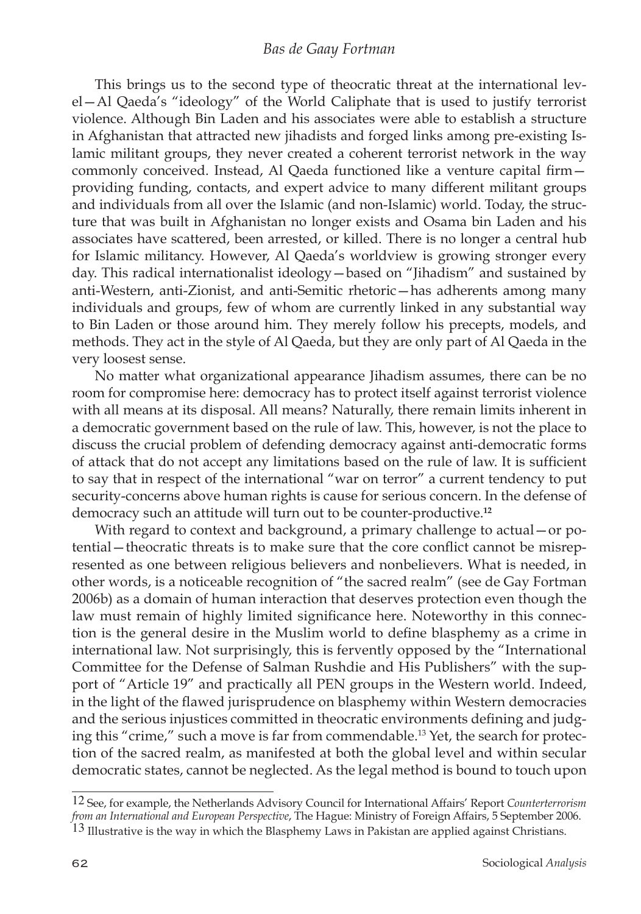This brings us to the second type of theocratic threat at the international level—Al Qaeda's "ideology" of the World Caliphate that is used to justify terrorist violence. Although Bin Laden and his associates were able to establish a structure in Afghanistan that attracted new jihadists and forged links among pre-existing Islamic militant groups, they never created a coherent terrorist network in the way commonly conceived. Instead, Al Qaeda functioned like a venture capital firm—providing funding, contacts, and expert advice to many different militant groups and individuals from all over the Islamic (and non-Islamic) world. Today, the structure that was built in Afghanistan no longer exists and Osama bin Laden and his associates have scattered, been arrested, or killed. There is no longer a central hub for Islamic militancy. However, Al Qaeda's worldview is growing stronger every day. This radical internationalist ideology—based on "Jihadism" and sustained by anti-Western, anti-Zionist, and anti-Semitic rhetoric—has adherents among many individuals and groups, few of whom are currently linked in any substantial way to Bin Laden or those around him. They merely follow his precepts, models, and methods. They act in the style of Al Qaeda, but they are only part of Al Qaeda in the very loosest sense.

No matter what organizational appearance Jihadism assumes, there can be no room for compromise here: democracy has to protect itself against terrorist violence with all means at its disposal. All means? Naturally, there remain limits inherent in a democratic government based on the rule of law. This, however, is not the place to discuss the crucial problem of defending democracy against anti-democratic forms of attack that do not accept any limitations based on the rule of law. It is sufficient to say that in respect of the international "war on terror" a current tendency to put security-concerns above human rights is cause for serious concern. In the defense of democracy such an attitude will turn out to be counter-productive.[12]

With regard to context and background, a primary challenge to actual—or potential—theocratic threats is to make sure that the core conflict cannot be misrepresented as one between religious believers and nonbelievers. What is needed, in other words, is a noticeable recognition of "the sacred realm" (see de Gay Fortman 2006b) as a domain of human interaction that deserves protection even though the law must remain of highly limited significance here. Noteworthy in this connection is the general desire in the Muslim world to define blasphemy as a crime in international law. Not surprisingly, this is fervently opposed by the "International Committee for the Defense of Salman Rushdie and His Publishers" with the support of "Article 19" and practically all PEN groups in the Western world. Indeed, in the light of the flawed jurisprudence on blasphemy within Western democracies and the serious injustices committed in theocratic environments defining and judging this "crime," such a move is far from commendable.[13] Yet, the search for protection of the sacred realm, as manifested at both the global level and within secular democratic states, cannot be neglected. As the legal method is bound to touch upon

---

12 See, for example, the Netherlands Advisory Council for International Affairs' Report *Counterterrorism from an International and European Perspective*, The Hague: Ministry of Foreign Affairs, 5 September 2006.

13 Illustrative is the way in which the Blasphemy Laws in Pakistan are applied against Christians.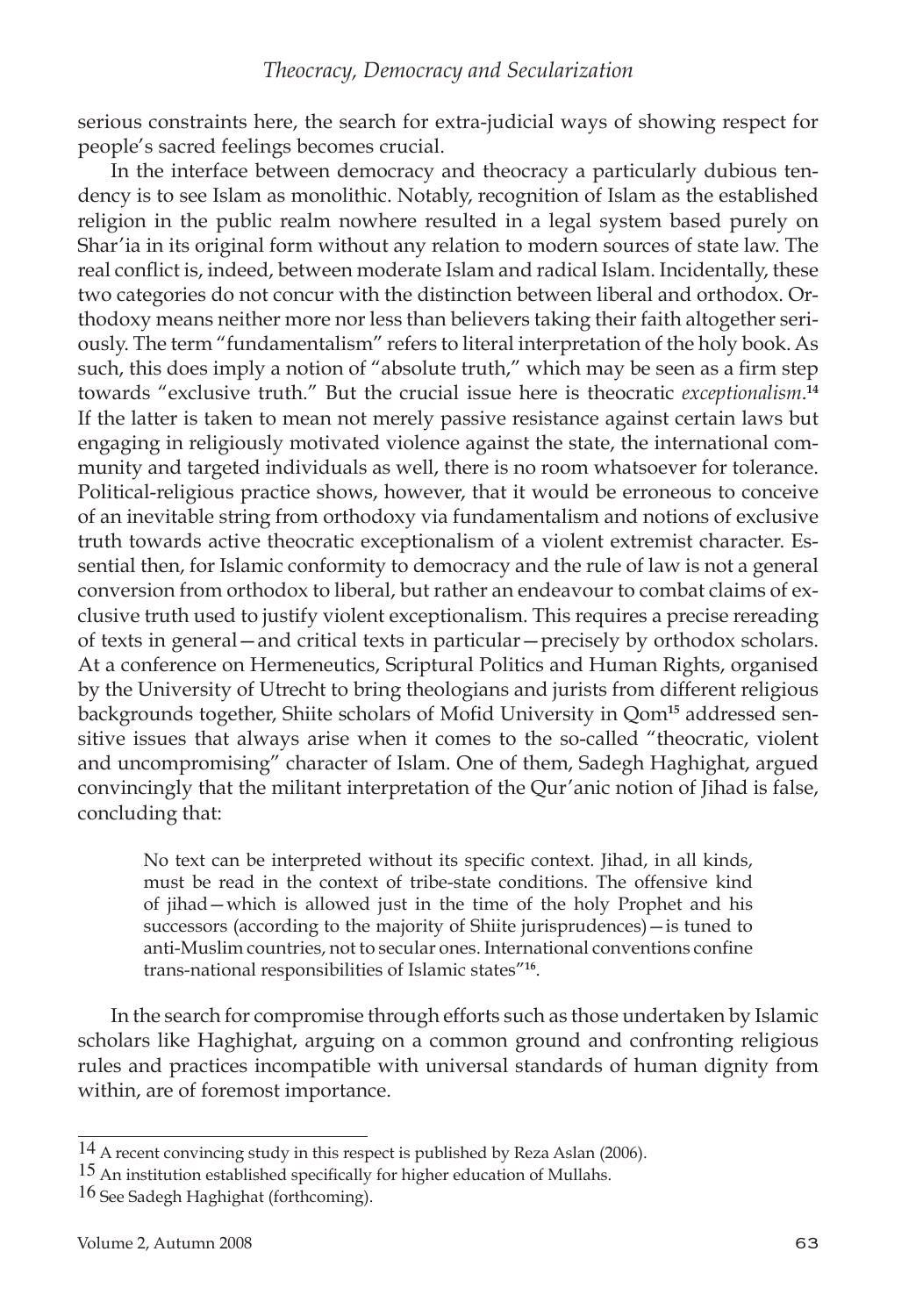serious constraints here, the search for extra-judicial ways of showing respect for people's sacred feelings becomes crucial.

In the interface between democracy and theocracy a particularly dubious tendency is to see Islam as monolithic. Notably, recognition of Islam as the established religion in the public realm nowhere resulted in a legal system based purely on Shar'ia in its original form without any relation to modern sources of state law. The real conflict is, indeed, between moderate Islam and radical Islam. Incidentally, these two categories do not concur with the distinction between liberal and orthodox. Orthodoxy means neither more nor less than believers taking their faith altogether seriously. The term "fundamentalism" refers to literal interpretation of the holy book. As such, this does imply a notion of "absolute truth," which may be seen as a firm step towards "exclusive truth." But the crucial issue here is theocratic *exceptionalism*.[14] If the latter is taken to mean not merely passive resistance against certain laws but engaging in religiously motivated violence against the state, the international community and targeted individuals as well, there is no room whatsoever for tolerance. Political-religious practice shows, however, that it would be erroneous to conceive of an inevitable string from orthodoxy via fundamentalism and notions of exclusive truth towards active theocratic exceptionalism of a violent extremist character. Essential then, for Islamic conformity to democracy and the rule of law is not a general conversion from orthodox to liberal, but rather an endeavour to combat claims of exclusive truth used to justify violent exceptionalism. This requires a precise rereading of texts in general—and critical texts in particular—precisely by orthodox scholars. At a conference on Hermeneutics, Scriptural Politics and Human Rights, organised by the University of Utrecht to bring theologians and jurists from different religious backgrounds together, Shiite scholars of Mofid University in Qom[15] addressed sensitive issues that always arise when it comes to the so-called "theocratic, violent and uncompromising" character of Islam. One of them, Sadegh Haghighat, argued convincingly that the militant interpretation of the Qur'anic notion of Jihad is false, concluding that:

> No text can be interpreted without its specific context. Jihad, in all kinds, must be read in the context of tribe-state conditions. The offensive kind of jihad—which is allowed just in the time of the holy Prophet and his successors (according to the majority of Shiite jurisprudences)—is tuned to anti-Muslim countries, not to secular ones. International conventions confine trans-national responsibilities of Islamic states"[16].

In the search for compromise through efforts such as those undertaken by Islamic scholars like Haghighat, arguing on a common ground and confronting religious rules and practices incompatible with universal standards of human dignity from within, are of foremost importance.

---

14 A recent convincing study in this respect is published by Reza Aslan (2006).

15 An institution established specifically for higher education of Mullahs.

16 See Sadegh Haghighat (forthcoming).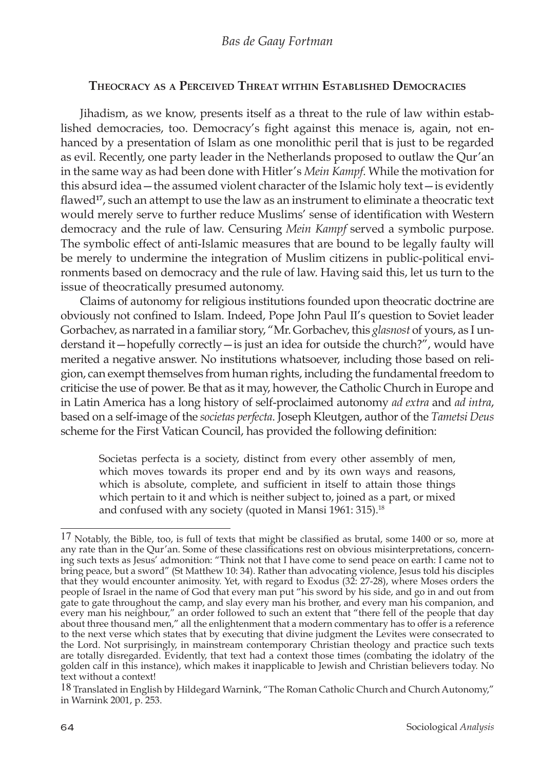## Theocracy as a Perceived Threat within Established Democracies

Jihadism, as we know, presents itself as a threat to the rule of law within established democracies, too. Democracy's fight against this menace is, again, not enhanced by a presentation of Islam as one monolithic peril that is just to be regarded as evil. Recently, one party leader in the Netherlands proposed to outlaw the Qur'an in the same way as had been done with Hitler's *Mein Kampf*. While the motivation for this absurd idea—the assumed violent character of the Islamic holy text—is evidently flawed[17], such an attempt to use the law as an instrument to eliminate a theocratic text would merely serve to further reduce Muslims' sense of identification with Western democracy and the rule of law. Censuring *Mein Kampf* served a symbolic purpose. The symbolic effect of anti-Islamic measures that are bound to be legally faulty will be merely to undermine the integration of Muslim citizens in public-political environments based on democracy and the rule of law. Having said this, let us turn to the issue of theocratically presumed autonomy.

Claims of autonomy for religious institutions founded upon theocratic doctrine are obviously not confined to Islam. Indeed, Pope John Paul II's question to Soviet leader Gorbachev, as narrated in a familiar story, "Mr. Gorbachev, this *glasnost* of yours, as I understand it—hopefully correctly—is just an idea for outside the church?", would have merited a negative answer. No institutions whatsoever, including those based on religion, can exempt themselves from human rights, including the fundamental freedom to criticise the use of power. Be that as it may, however, the Catholic Church in Europe and in Latin America has a long history of self-proclaimed autonomy *ad extra* and *ad intra*, based on a self-image of the *societas perfecta*. Joseph Kleutgen, author of the *Tametsi Deus* scheme for the First Vatican Council, has provided the following definition:

> Societas perfecta is a society, distinct from every other assembly of men, which moves towards its proper end and by its own ways and reasons, which is absolute, complete, and sufficient in itself to attain those things which pertain to it and which is neither subject to, joined as a part, or mixed and confused with any society (quoted in Mansi 1961: 315).[18]

---

[17] Notably, the Bible, too, is full of texts that might be classified as brutal, some 1400 or so, more at any rate than in the Qur'an. Some of these classifications rest on obvious misinterpretations, concerning such texts as Jesus' admonition: "Think not that I have come to send peace on earth: I came not to bring peace, but a sword" (St Matthew 10: 34). Rather than advocating violence, Jesus told his disciples that they would encounter animosity. Yet, with regard to Exodus (32: 27-28), where Moses orders the people of Israel in the name of God that every man put "his sword by his side, and go in and out from gate to gate throughout the camp, and slay every man his brother, and every man his companion, and every man his neighbour," an order followed to such an extent that "there fell of the people that day about three thousand men," all the enlightenment that a modern commentary has to offer is a reference to the next verse which states that by executing that divine judgment the Levites were consecrated to the Lord. Not surprisingly, in mainstream contemporary Christian theology and practice such texts are totally disregarded. Evidently, that text had a context those times (combating the idolatry of the golden calf in this instance), which makes it inapplicable to Jewish and Christian believers today. No text without a context!

[18] Translated in English by Hildegard Warnink, "The Roman Catholic Church and Church Autonomy," in Warnink 2001, p. 253.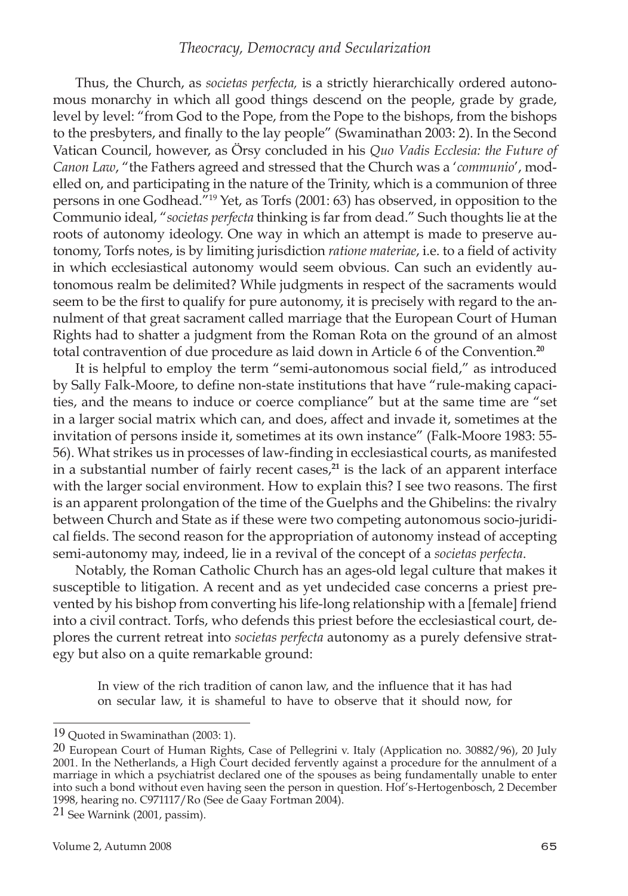Thus, the Church, as *societas perfecta,* is a strictly hierarchically ordered autonomous monarchy in which all good things descend on the people, grade by grade, level by level: "from God to the Pope, from the Pope to the bishops, from the bishops to the presbyters, and finally to the lay people" (Swaminathan 2003: 2). In the Second Vatican Council, however, as Örsy concluded in his *Quo Vadis Ecclesia: the Future of Canon Law*, "the Fathers agreed and stressed that the Church was a '*communio*', modelled on, and participating in the nature of the Trinity, which is a communion of three persons in one Godhead."[19] Yet, as Torfs (2001: 63) has observed, in opposition to the Communio ideal, "*societas perfecta* thinking is far from dead." Such thoughts lie at the roots of autonomy ideology. One way in which an attempt is made to preserve autonomy, Torfs notes, is by limiting jurisdiction *ratione materiae*, i.e. to a field of activity in which ecclesiastical autonomy would seem obvious. Can such an evidently autonomous realm be delimited? While judgments in respect of the sacraments would seem to be the first to qualify for pure autonomy, it is precisely with regard to the annulment of that great sacrament called marriage that the European Court of Human Rights had to shatter a judgment from the Roman Rota on the ground of an almost total contravention of due procedure as laid down in Article 6 of the Convention.[20]

It is helpful to employ the term "semi-autonomous social field," as introduced by Sally Falk-Moore, to define non-state institutions that have "rule-making capacities, and the means to induce or coerce compliance" but at the same time are "set in a larger social matrix which can, and does, affect and invade it, sometimes at the invitation of persons inside it, sometimes at its own instance" (Falk-Moore 1983: 55-56). What strikes us in processes of law-finding in ecclesiastical courts, as manifested in a substantial number of fairly recent cases,[21] is the lack of an apparent interface with the larger social environment. How to explain this? I see two reasons. The first is an apparent prolongation of the time of the Guelphs and the Ghibelins: the rivalry between Church and State as if these were two competing autonomous socio-juridical fields. The second reason for the appropriation of autonomy instead of accepting semi-autonomy may, indeed, lie in a revival of the concept of a *societas perfecta*.

Notably, the Roman Catholic Church has an ages-old legal culture that makes it susceptible to litigation. A recent and as yet undecided case concerns a priest prevented by his bishop from converting his life-long relationship with a [female] friend into a civil contract. Torfs, who defends this priest before the ecclesiastical court, deplores the current retreat into *societas perfecta* autonomy as a purely defensive strategy but also on a quite remarkable ground:

> In view of the rich tradition of canon law, and the influence that it has had on secular law, it is shameful to have to observe that it should now, for

---

19 Quoted in Swaminathan (2003: 1).

20 European Court of Human Rights, Case of Pellegrini v. Italy (Application no. 30882/96), 20 July 2001. In the Netherlands, a High Court decided fervently against a procedure for the annulment of a marriage in which a psychiatrist declared one of the spouses as being fundamentally unable to enter into such a bond without even having seen the person in question. Hof's-Hertogenbosch, 2 December 1998, hearing no. C971117/Ro (See de Gaay Fortman 2004).

21 See Warnink (2001, passim).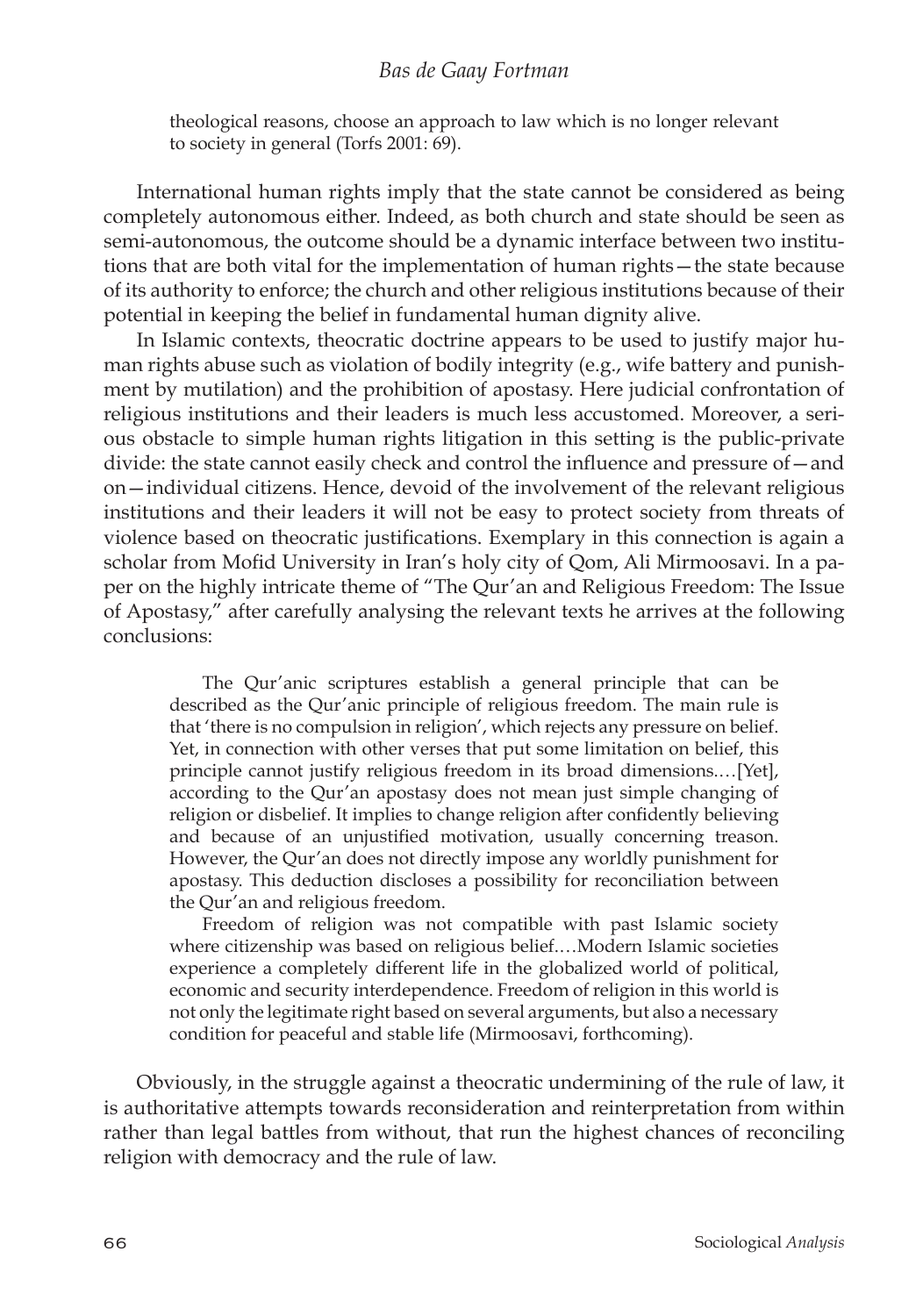> theological reasons, choose an approach to law which is no longer relevant to society in general (Torfs 2001: 69).

International human rights imply that the state cannot be considered as being completely autonomous either. Indeed, as both church and state should be seen as semi-autonomous, the outcome should be a dynamic interface between two institutions that are both vital for the implementation of human rights—the state because of its authority to enforce; the church and other religious institutions because of their potential in keeping the belief in fundamental human dignity alive.

In Islamic contexts, theocratic doctrine appears to be used to justify major human rights abuse such as violation of bodily integrity (e.g., wife battery and punishment by mutilation) and the prohibition of apostasy. Here judicial confrontation of religious institutions and their leaders is much less accustomed. Moreover, a serious obstacle to simple human rights litigation in this setting is the public-private divide: the state cannot easily check and control the influence and pressure of—and on—individual citizens. Hence, devoid of the involvement of the relevant religious institutions and their leaders it will not be easy to protect society from threats of violence based on theocratic justifications. Exemplary in this connection is again a scholar from Mofid University in Iran's holy city of Qom, Ali Mirmoosavi. In a paper on the highly intricate theme of "The Qur'an and Religious Freedom: The Issue of Apostasy," after carefully analysing the relevant texts he arrives at the following conclusions:

> The Qur'anic scriptures establish a general principle that can be described as the Qur'anic principle of religious freedom. The main rule is that 'there is no compulsion in religion', which rejects any pressure on belief. Yet, in connection with other verses that put some limitation on belief, this principle cannot justify religious freedom in its broad dimensions.…[Yet], according to the Qur'an apostasy does not mean just simple changing of religion or disbelief. It implies to change religion after confidently believing and because of an unjustified motivation, usually concerning treason. However, the Qur'an does not directly impose any worldly punishment for apostasy. This deduction discloses a possibility for reconciliation between the Qur'an and religious freedom.
>
> Freedom of religion was not compatible with past Islamic society where citizenship was based on religious belief.…Modern Islamic societies experience a completely different life in the globalized world of political, economic and security interdependence. Freedom of religion in this world is not only the legitimate right based on several arguments, but also a necessary condition for peaceful and stable life (Mirmoosavi, forthcoming).

Obviously, in the struggle against a theocratic undermining of the rule of law, it is authoritative attempts towards reconsideration and reinterpretation from within rather than legal battles from without, that run the highest chances of reconciling religion with democracy and the rule of law.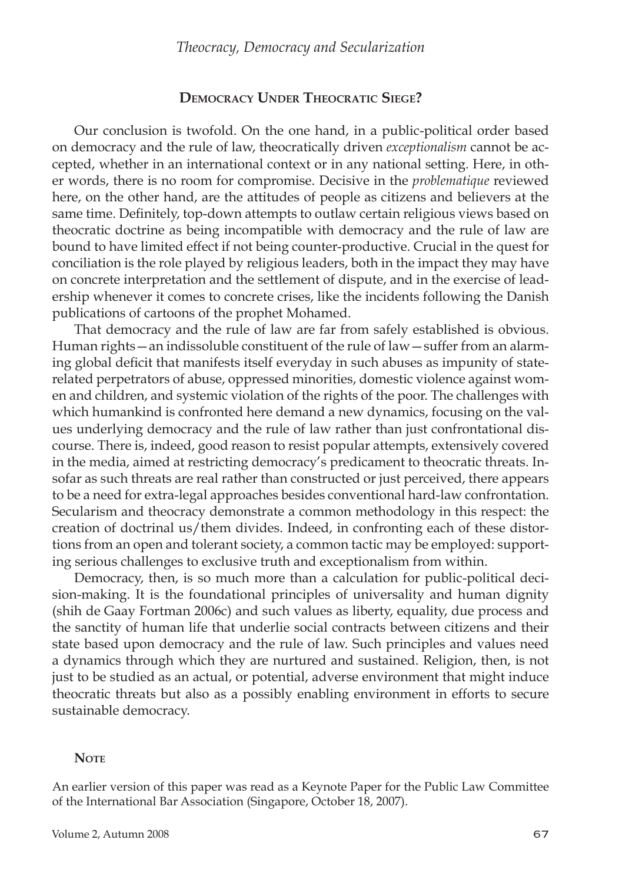## Democracy Under Theocratic Siege?

Our conclusion is twofold. On the one hand, in a public-political order based on democracy and the rule of law, theocratically driven *exceptionalism* cannot be accepted, whether in an international context or in any national setting. Here, in other words, there is no room for compromise. Decisive in the *problematique* reviewed here, on the other hand, are the attitudes of people as citizens and believers at the same time. Definitely, top-down attempts to outlaw certain religious views based on theocratic doctrine as being incompatible with democracy and the rule of law are bound to have limited effect if not being counter-productive. Crucial in the quest for conciliation is the role played by religious leaders, both in the impact they may have on concrete interpretation and the settlement of dispute, and in the exercise of leadership whenever it comes to concrete crises, like the incidents following the Danish publications of cartoons of the prophet Mohamed.

That democracy and the rule of law are far from safely established is obvious. Human rights—an indissoluble constituent of the rule of law—suffer from an alarming global deficit that manifests itself everyday in such abuses as impunity of state-related perpetrators of abuse, oppressed minorities, domestic violence against women and children, and systemic violation of the rights of the poor. The challenges with which humankind is confronted here demand a new dynamics, focusing on the values underlying democracy and the rule of law rather than just confrontational discourse. There is, indeed, good reason to resist popular attempts, extensively covered in the media, aimed at restricting democracy's predicament to theocratic threats. Insofar as such threats are real rather than constructed or just perceived, there appears to be a need for extra-legal approaches besides conventional hard-law confrontation. Secularism and theocracy demonstrate a common methodology in this respect: the creation of doctrinal us/them divides. Indeed, in confronting each of these distortions from an open and tolerant society, a common tactic may be employed: supporting serious challenges to exclusive truth and exceptionalism from within.

Democracy, then, is so much more than a calculation for public-political decision-making. It is the foundational principles of universality and human dignity (shih de Gaay Fortman 2006c) and such values as liberty, equality, due process and the sanctity of human life that underlie social contracts between citizens and their state based upon democracy and the rule of law. Such principles and values need a dynamics through which they are nurtured and sustained. Religion, then, is not just to be studied as an actual, or potential, adverse environment that might induce theocratic threats but also as a possibly enabling environment in efforts to secure sustainable democracy.

### Note

An earlier version of this paper was read as a Keynote Paper for the Public Law Committee of the International Bar Association (Singapore, October 18, 2007).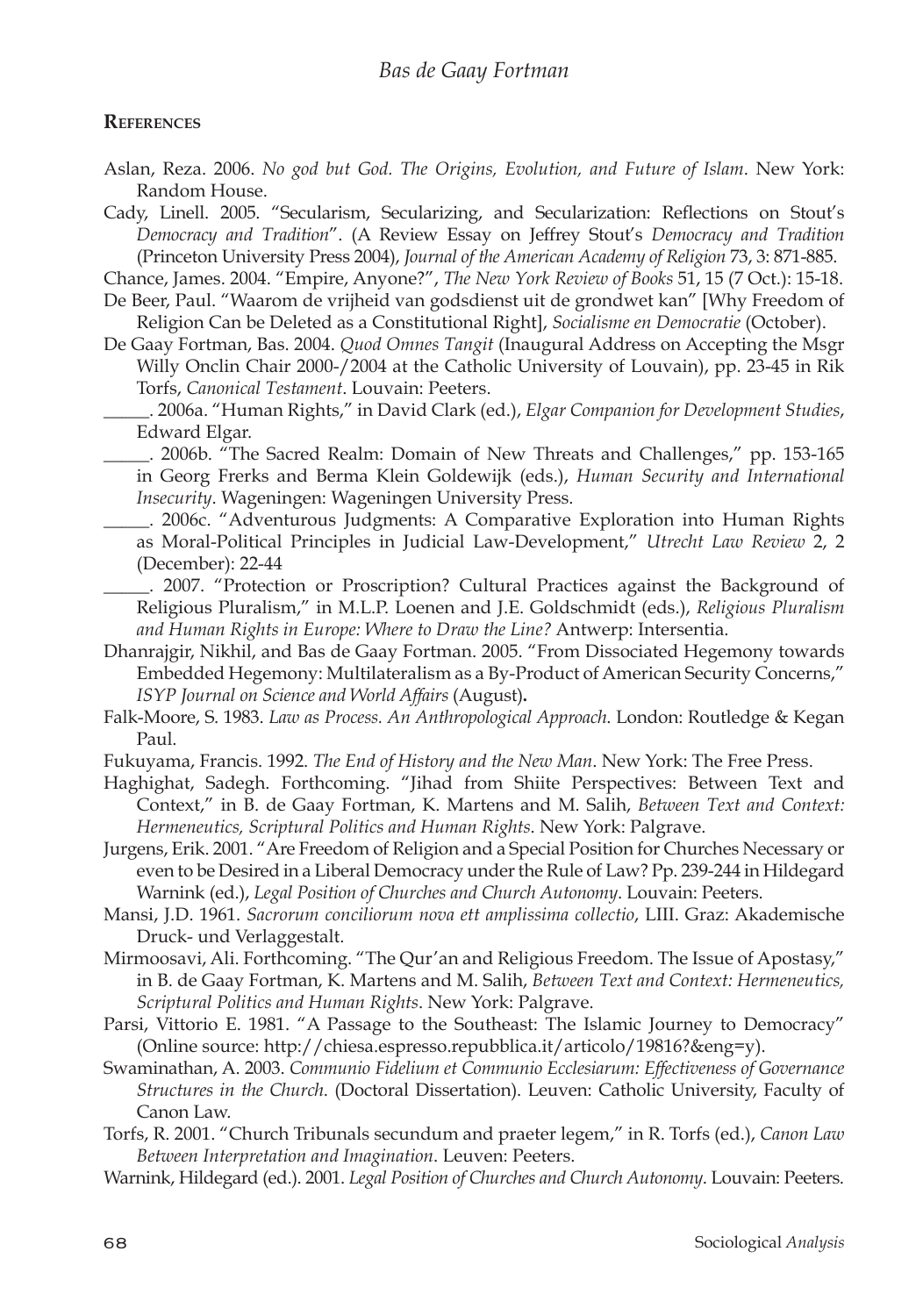## References

Aslan, Reza. 2006. *No god but God. The Origins, Evolution, and Future of Islam*. New York: Random House.

Cady, Linell. 2005. "Secularism, Secularizing, and Secularization: Reflections on Stout's *Democracy and Tradition*". (A Review Essay on Jeffrey Stout's *Democracy and Tradition* (Princeton University Press 2004), *Journal of the American Academy of Religion* 73, 3: 871-885.

Chance, James. 2004. "Empire, Anyone?", *The New York Review of Books* 51, 15 (7 Oct.): 15-18.

De Beer, Paul. "Waarom de vrijheid van godsdienst uit de grondwet kan" [Why Freedom of Religion Can be Deleted as a Constitutional Right], *Socialisme en Democratie* (October).

De Gaay Fortman, Bas. 2004. *Quod Omnes Tangit* (Inaugural Address on Accepting the Msgr Willy Onclin Chair 2000-/2004 at the Catholic University of Louvain), pp. 23-45 in Rik Torfs, *Canonical Testament*. Louvain: Peeters.

_____. 2006a. "Human Rights," in David Clark (ed.), *Elgar Companion for Development Studies*, Edward Elgar.

_____. 2006b. "The Sacred Realm: Domain of New Threats and Challenges," pp. 153-165 in Georg Frerks and Berma Klein Goldewijk (eds.), *Human Security and International Insecurity*. Wageningen: Wageningen University Press.

_____. 2006c. "Adventurous Judgments: A Comparative Exploration into Human Rights as Moral-Political Principles in Judicial Law-Development," *Utrecht Law Review* 2, 2 (December): 22-44

_____. 2007. "Protection or Proscription? Cultural Practices against the Background of Religious Pluralism," in M.L.P. Loenen and J.E. Goldschmidt (eds.), *Religious Pluralism and Human Rights in Europe: Where to Draw the Line?* Antwerp: Intersentia.

Dhanrajgir, Nikhil, and Bas de Gaay Fortman. 2005. "From Dissociated Hegemony towards Embedded Hegemony: Multilateralism as a By-Product of American Security Concerns," *ISYP Journal on Science and World Affairs* (August).

Falk-Moore, S. 1983. *Law as Process. An Anthropological Approach*. London: Routledge & Kegan Paul.

Fukuyama, Francis. 1992. *The End of History and the New Man*. New York: The Free Press.

Haghighat, Sadegh. Forthcoming. "Jihad from Shiite Perspectives: Between Text and Context," in B. de Gaay Fortman, K. Martens and M. Salih, *Between Text and Context: Hermeneutics, Scriptural Politics and Human Rights*. New York: Palgrave.

Jurgens, Erik. 2001. "Are Freedom of Religion and a Special Position for Churches Necessary or even to be Desired in a Liberal Democracy under the Rule of Law? Pp. 239-244 in Hildegard Warnink (ed.), *Legal Position of Churches and Church Autonomy*. Louvain: Peeters.

Mansi, J.D. 1961. *Sacrorum conciliorum nova ett amplissima collectio*, LIII. Graz: Akademische Druck- und Verlaggestalt.

Mirmoosavi, Ali. Forthcoming. "The Qur'an and Religious Freedom. The Issue of Apostasy," in B. de Gaay Fortman, K. Martens and M. Salih, *Between Text and Context: Hermeneutics, Scriptural Politics and Human Rights*. New York: Palgrave.

Parsi, Vittorio E. 1981. "A Passage to the Southeast: The Islamic Journey to Democracy" (Online source: http://chiesa.espresso.repubblica.it/articolo/19816?&eng=y).

Swaminathan, A. 2003. *Communio Fidelium et Communio Ecclesiarum: Effectiveness of Governance Structures in the Church*. (Doctoral Dissertation). Leuven: Catholic University, Faculty of Canon Law.

Torfs, R. 2001. "Church Tribunals secundum and praeter legem," in R. Torfs (ed.), *Canon Law Between Interpretation and Imagination*. Leuven: Peeters.

Warnink, Hildegard (ed.). 2001. *Legal Position of Churches and Church Autonomy*. Louvain: Peeters.